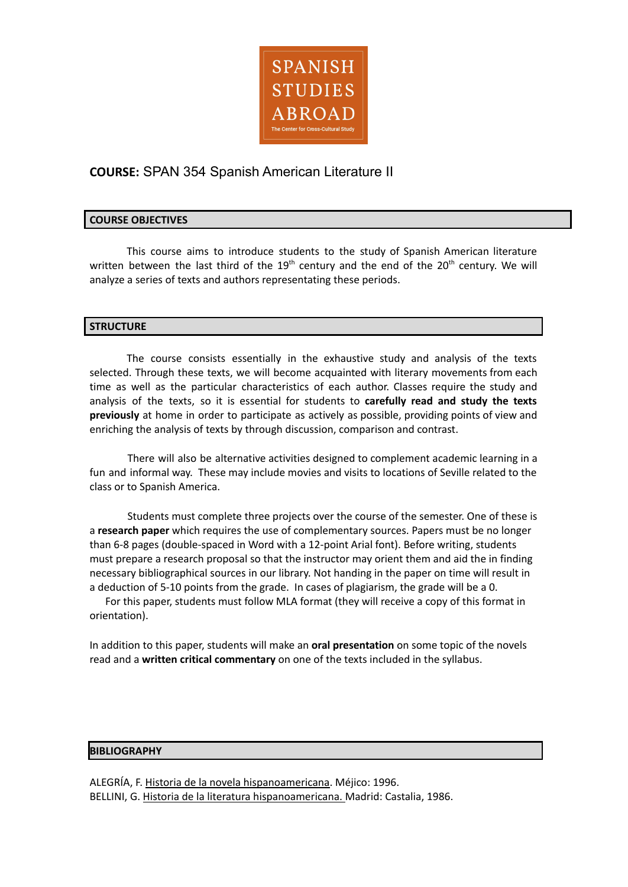SPANISH STUDIES ABROAD

The Center for Cross-Cultural Study

**COURSE:** SPAN 354 Spanish American Literature II

## COURSE OBJECTIVES

This course aims to introduce students to the study of Spanish American literature written between the last third of the 19th century and the 20th century. We will analyze a series of texts and authors representating these periods.

## STRUCTURE

The course consists essentially in the exhaustive study and analysis of the texts selected. Through these texts, we will become acquainted with literary movements from each time as well as the particular characteristics of each author. Classes require the study and analysis of the texts, so it is essential for students to **carefully read and study the texts previously** at home in order to participate as actively as possible, providing points of view and enriching the analysis of texts by through discussion, comparison and contrast.

There will also be alternative activities designed to complement academic learning in a fun and informal way. These may include movies and visits to locations of Seville related to the class or to Spanish America.

Students must complete three projects over the course of the semester. One of these is a **research paper** which requires the use of complementary sources. Papers must be no longer than 6-8 pages (double-spaced in Word with a 12-point Arial font). Before writing, students must prepare a research proposal so that the instructor may orient them and aid the in finding necessary bibliographical sources in our library. Not handing in the paper on time will result in a deduction of 5-10 points from the grade. In cases of plagiarism, the grade will be a 0.

For this paper, students must follow MLA format (they will receive a copy of this format in orientation).

In addition to this paper, students will make an **oral presentation** on some topic of the novels read and a **written critical commentary** on one of the texts included in the syllabus.

## BIBLIOGRAPHY

ALEGRÍA, F. Historia de la novela hispanoamericana. Méjico: 1996.
BELLINI, G. Historia de la literatura hispanoamericana. Madrid: Castalia, 1986.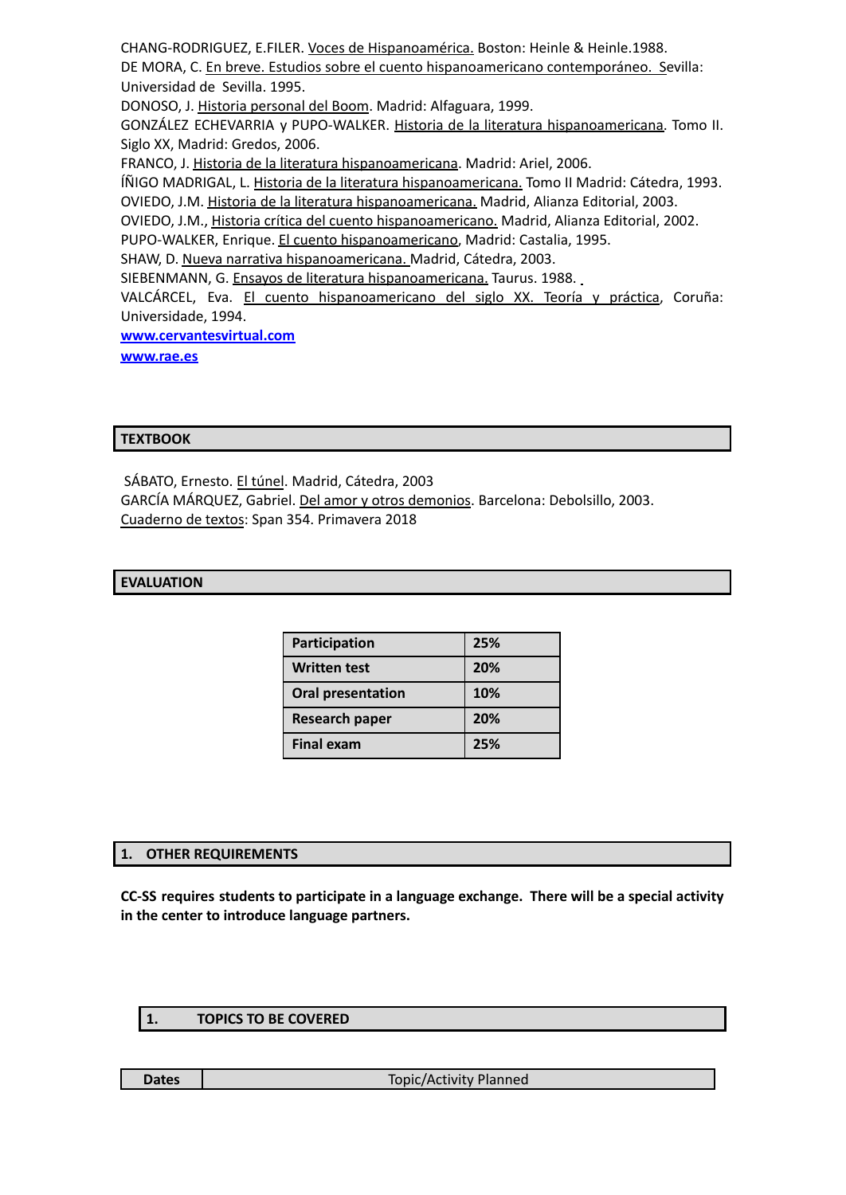CHANG-RODRIGUEZ, E.FILER. Voces de Hispanoamérica. Boston: Heinle & Heinle.1988.
DE MORA, C. En breve. Estudios sobre el cuento hispanoamericano contemporáneo. Sevilla: Universidad de Sevilla. 1995.
DONOSO, J. Historia personal del Boom. Madrid: Alfaguara, 1999.
GONZÁLEZ ECHEVARRIA y PUPO-WALKER. Historia de la literatura hispanoamericana. Tomo II. Siglo XX, Madrid: Gredos, 2006.
FRANCO, J. Historia de la literatura hispanoamericana. Madrid: Ariel, 2006.
ÍÑIGO MADRIGAL, L. Historia de la literatura hispanoamericana. Tomo II Madrid: Cátedra, 1993.
OVIEDO, J.M. Historia de la literatura hispanoamericana. Madrid, Alianza Editorial, 2003.
OVIEDO, J.M., Historia crítica del cuento hispanoamericano. Madrid, Alianza Editorial, 2002.
PUPO-WALKER, Enrique. El cuento hispanoamericano, Madrid: Castalia, 1995.
SHAW, D. Nueva narrativa hispanoamericana. Madrid, Cátedra, 2003.
SIEBENMANN, G. Ensayos de literatura hispanoamericana. Taurus. 1988.
VALCÁRCEL, Eva. El cuento hispanoamericano del siglo XX. Teoría y práctica, Coruña: Universidade, 1994.
www.cervantesvirtual.com
www.rae.es

## TEXTBOOK

SÁBATO, Ernesto. El túnel. Madrid, Cátedra, 2003
GARCÍA MÁRQUEZ, Gabriel. Del amor y otros demonios. Barcelona: Debolsillo, 2003.
Cuaderno de textos: Span 354. Primavera 2018

## EVALUATION

| Participation | 25% |
|---|---|
| Written test | 20% |
| Oral presentation | 10% |
| Research paper | 20% |
| Final exam | 25% |

## 1. OTHER REQUIREMENTS

**CC-SS requires students to participate in a language exchange. There will be a special activity in the center to introduce language partners.**

## 1. TOPICS TO BE COVERED

| Dates | Topic/Activity Planned |
|---|---|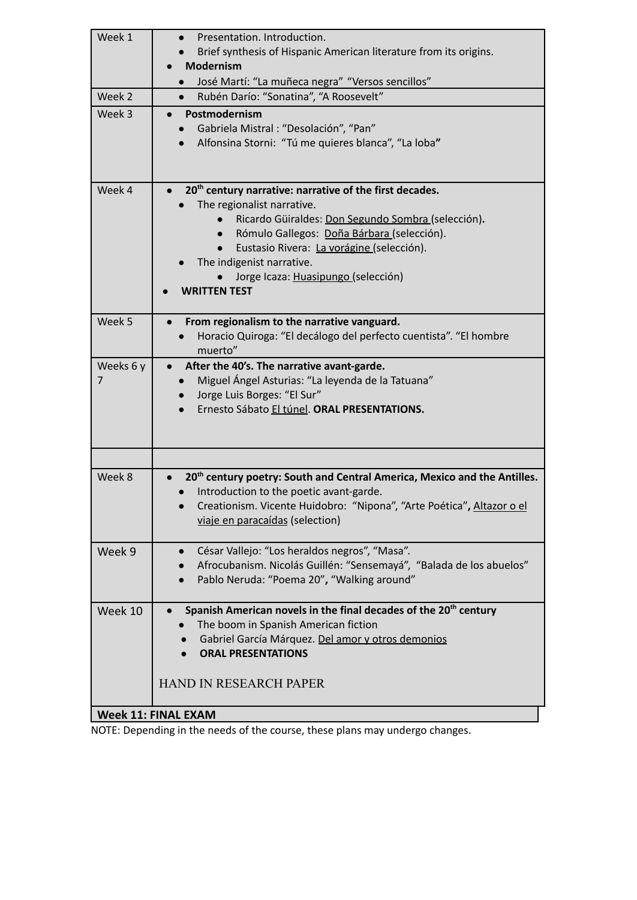| | |
|---|---|
| Week 1 | • Presentation. Introduction.<br>• Brief synthesis of Hispanic American literature from its origins.<br>• **Modernism**<br>• José Martí: "La muñeca negra" "Versos sencillos" |
| Week 2 | • Rubén Darío: "Sonatina", "A Roosevelt" |
| Week 3 | • **Postmodernism**<br>• Gabriela Mistral : "Desolación", "Pan"<br>• Alfonsina Storni: "Tú me quieres blanca", "La loba**"** |
| Week 4 | • **20th century narrative: narrative of the first decades.**<br>• The regionalist narrative.<br>• Ricardo Güiraldes: <u>Don Segundo Sombra </u>(selección)**.**<br>• Rómulo Gallegos: <u>Doña Bárbara </u>(selección).<br>• Eustasio Rivera: <u>La vorágine </u>(selección).<br>• The indigenist narrative.<br>• Jorge Icaza: <u>Huasipungo </u>(selección)<br>• **WRITTEN TEST** |
| Week 5 | • **From regionalism to the narrative vanguard.**<br>• Horacio Quiroga: "El decálogo del perfecto cuentista". "El hombre muerto" |
| Weeks 6 y 7 | • **After the 40's. The narrative avant-garde.**<br>• Miguel Ángel Asturias: "La leyenda de la Tatuana"<br>• Jorge Luis Borges: "El Sur"<br>• Ernesto Sábato <u>El túnel</u>. **ORAL PRESENTATIONS.** |
| | |
| Week 8 | • **20th century poetry: South and Central America, Mexico and the Antilles.**<br>• Introduction to the poetic avant-garde.<br>• Creationism. Vicente Huidobro: "Nipona", "Arte Poética"**,** <u>Altazor o el viaje en paracaídas</u> (selection) |
| Week 9 | • César Vallejo: "Los heraldos negros", "Masa".<br>• Afrocubanism. Nicolás Guillén: "Sensemayá", "Balada de los abuelos"<br>• Pablo Neruda: "Poema 20"**,** "Walking around" |
| Week 10 | • **Spanish American novels in the final decades of the 20th century**<br>• The boom in Spanish American fiction<br>• Gabriel García Márquez. <u>Del amor y otros demonios</u><br>• **ORAL PRESENTATIONS**<br><br>HAND IN RESEARCH PAPER |
| **Week 11: FINAL EXAM** | |

NOTE: Depending in the needs of the course, these plans may undergo changes.